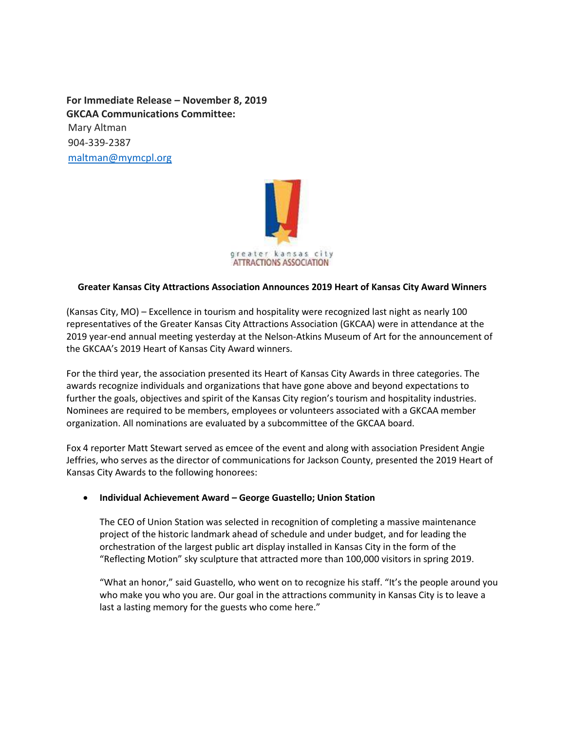**For Immediate Release – November 8, 2019**
**GKCAA Communications Committee:**
Mary Altman
904-339-2387
[maltman@mymcpl.org](mailto:maltman@mymcpl.org)

greater kansas city
ATTRACTIONS ASSOCIATION

**Greater Kansas City Attractions Association Announces 2019 Heart of Kansas City Award Winners**

(Kansas City, MO) – Excellence in tourism and hospitality were recognized last night as nearly 100 representatives of the Greater Kansas City Attractions Association (GKCAA) were in attendance at the 2019 year-end annual meeting yesterday at the Nelson-Atkins Museum of Art for the announcement of the GKCAA's 2019 Heart of Kansas City Award winners.

For the third year, the association presented its Heart of Kansas City Awards in three categories. The awards recognize individuals and organizations that have gone above and beyond expectations to further the goals, objectives and spirit of the Kansas City region's tourism and hospitality industries. Nominees are required to be members, employees or volunteers associated with a GKCAA member organization. All nominations are evaluated by a subcommittee of the GKCAA board.

Fox 4 reporter Matt Stewart served as emcee of the event and along with association President Angie Jeffries, who serves as the director of communications for Jackson County, presented the 2019 Heart of Kansas City Awards to the following honorees:

- **Individual Achievement Award – George Guastello; Union Station**

  The CEO of Union Station was selected in recognition of completing a massive maintenance project of the historic landmark ahead of schedule and under budget, and for leading the orchestration of the largest public art display installed in Kansas City in the form of the "Reflecting Motion" sky sculpture that attracted more than 100,000 visitors in spring 2019.

  "What an honor," said Guastello, who went on to recognize his staff. "It's the people around you who make you who you are. Our goal in the attractions community in Kansas City is to leave a last a lasting memory for the guests who come here."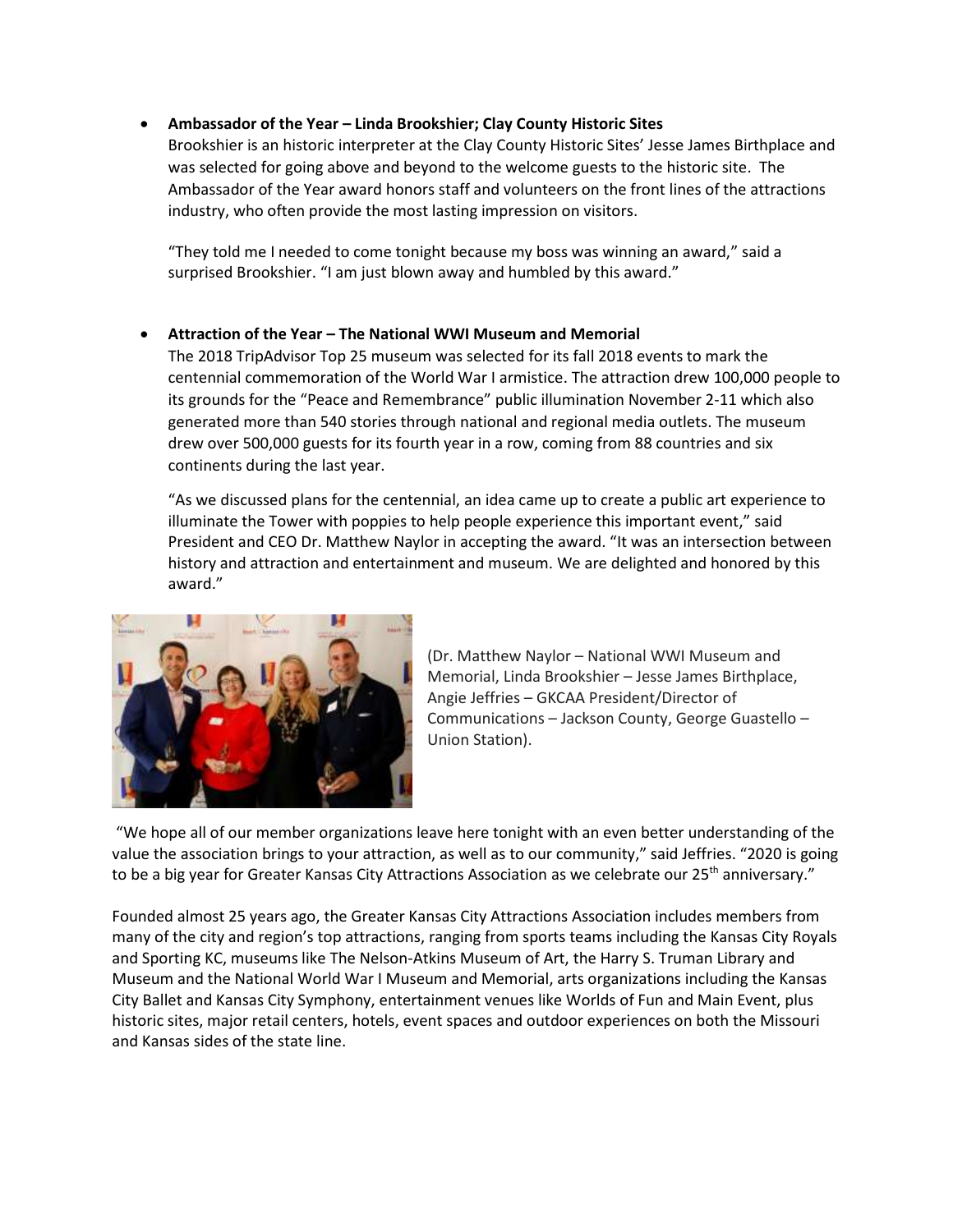- **Ambassador of the Year – Linda Brookshier; Clay County Historic Sites**
  Brookshier is an historic interpreter at the Clay County Historic Sites' Jesse James Birthplace and was selected for going above and beyond to the welcome guests to the historic site. The Ambassador of the Year award honors staff and volunteers on the front lines of the attractions industry, who often provide the most lasting impression on visitors.

  "They told me I needed to come tonight because my boss was winning an award," said a surprised Brookshier. "I am just blown away and humbled by this award."

- **Attraction of the Year – The National WWI Museum and Memorial**
  The 2018 TripAdvisor Top 25 museum was selected for its fall 2018 events to mark the centennial commemoration of the World War I armistice. The attraction drew 100,000 people to its grounds for the "Peace and Remembrance" public illumination November 2-11 which also generated more than 540 stories through national and regional media outlets. The museum drew over 500,000 guests for its fourth year in a row, coming from 88 countries and six continents during the last year.

  "As we discussed plans for the centennial, an idea came up to create a public art experience to illuminate the Tower with poppies to help people experience this important event," said President and CEO Dr. Matthew Naylor in accepting the award. "It was an intersection between history and attraction and entertainment and museum. We are delighted and honored by this award."

(Dr. Matthew Naylor – National WWI Museum and Memorial, Linda Brookshier – Jesse James Birthplace, Angie Jeffries – GKCAA President/Director of Communications – Jackson County, George Guastello – Union Station).

"We hope all of our member organizations leave here tonight with an even better understanding of the value the association brings to your attraction, as well as to our community," said Jeffries. "2020 is going to be a big year for Greater Kansas City Attractions Association as we celebrate our 25th anniversary."

Founded almost 25 years ago, the Greater Kansas City Attractions Association includes members from many of the city and region's top attractions, ranging from sports teams including the Kansas City Royals and Sporting KC, museums like The Nelson-Atkins Museum of Art, the Harry S. Truman Library and Museum and the National World War I Museum and Memorial, arts organizations including the Kansas City Ballet and Kansas City Symphony, entertainment venues like Worlds of Fun and Main Event, plus historic sites, major retail centers, hotels, event spaces and outdoor experiences on both the Missouri and Kansas sides of the state line.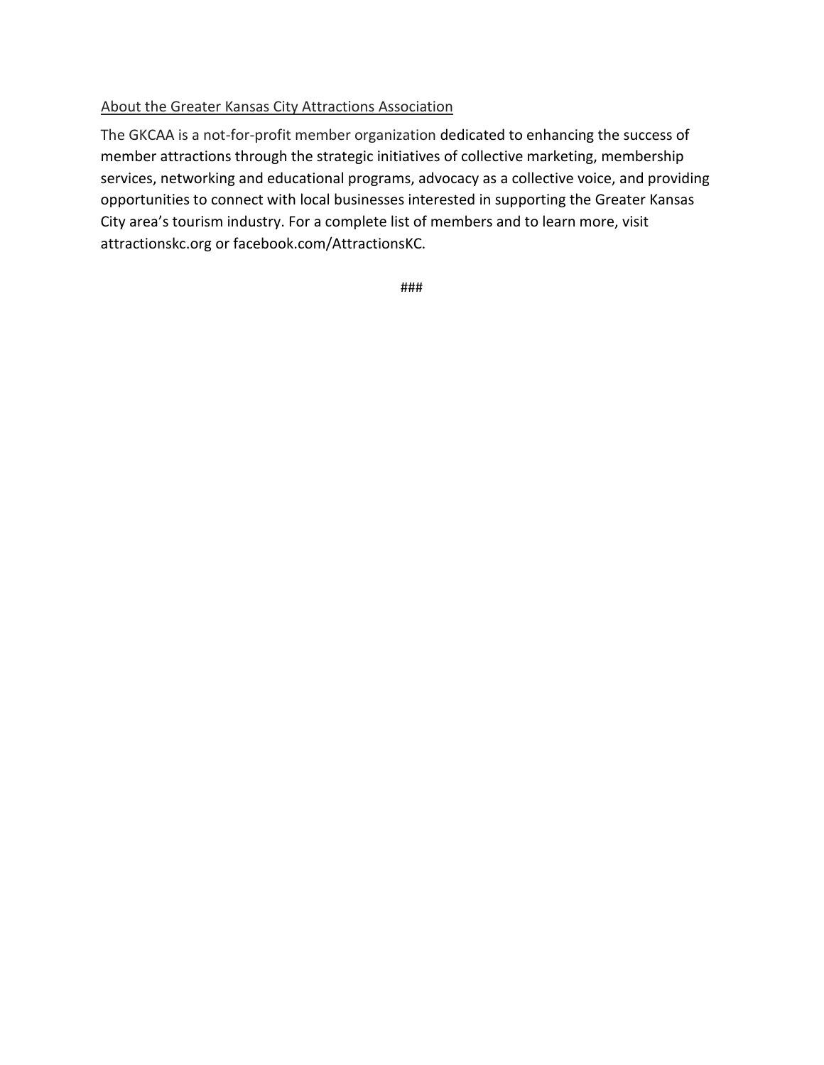About the Greater Kansas City Attractions Association

The GKCAA is a not-for-profit member organization dedicated to enhancing the success of member attractions through the strategic initiatives of collective marketing, membership services, networking and educational programs, advocacy as a collective voice, and providing opportunities to connect with local businesses interested in supporting the Greater Kansas City area's tourism industry. For a complete list of members and to learn more, visit attractionskc.org or facebook.com/AttractionsKC.

###